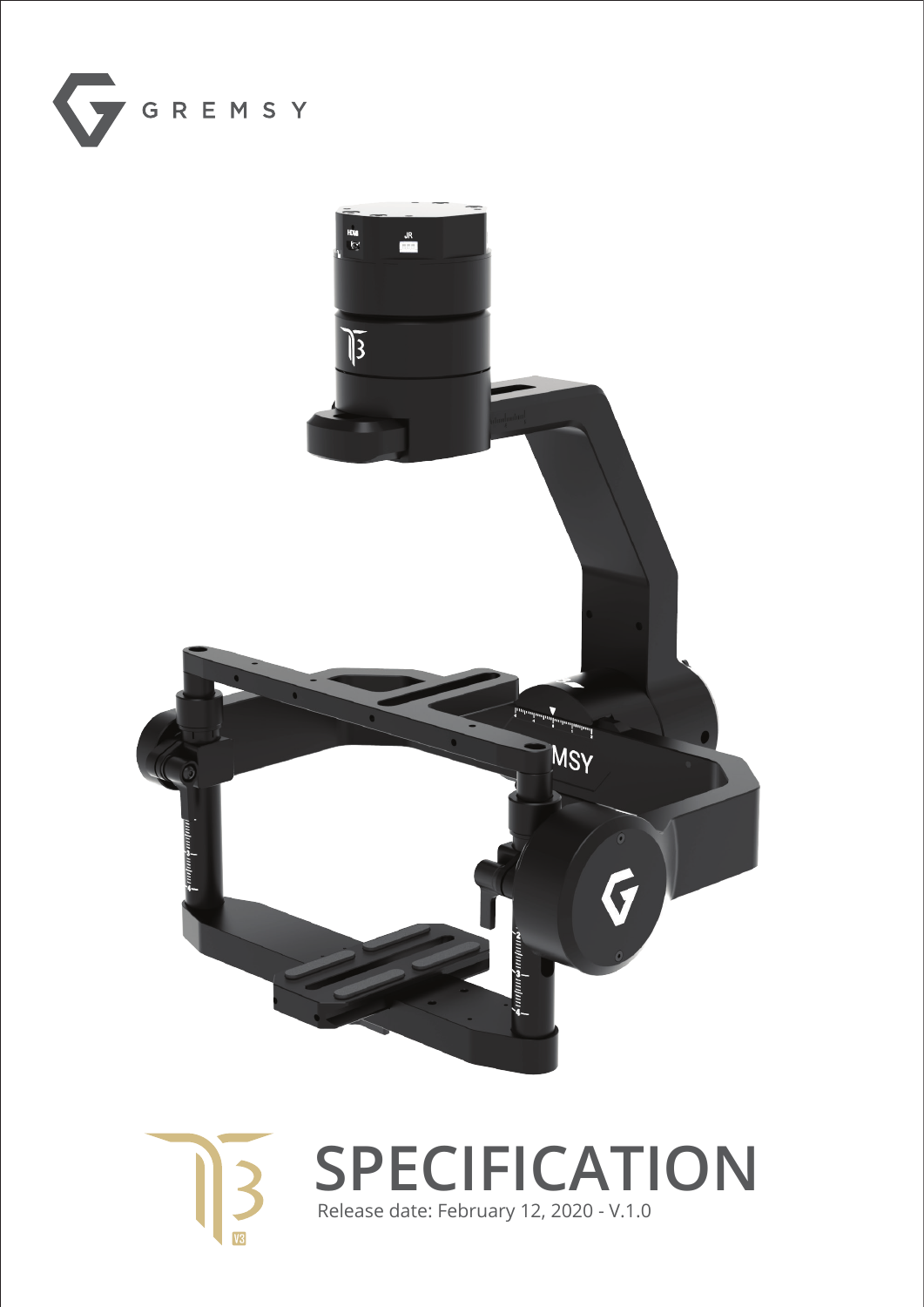GREMSY

# SPECIFICATION

Release date: February 12, 2020 - V.1.0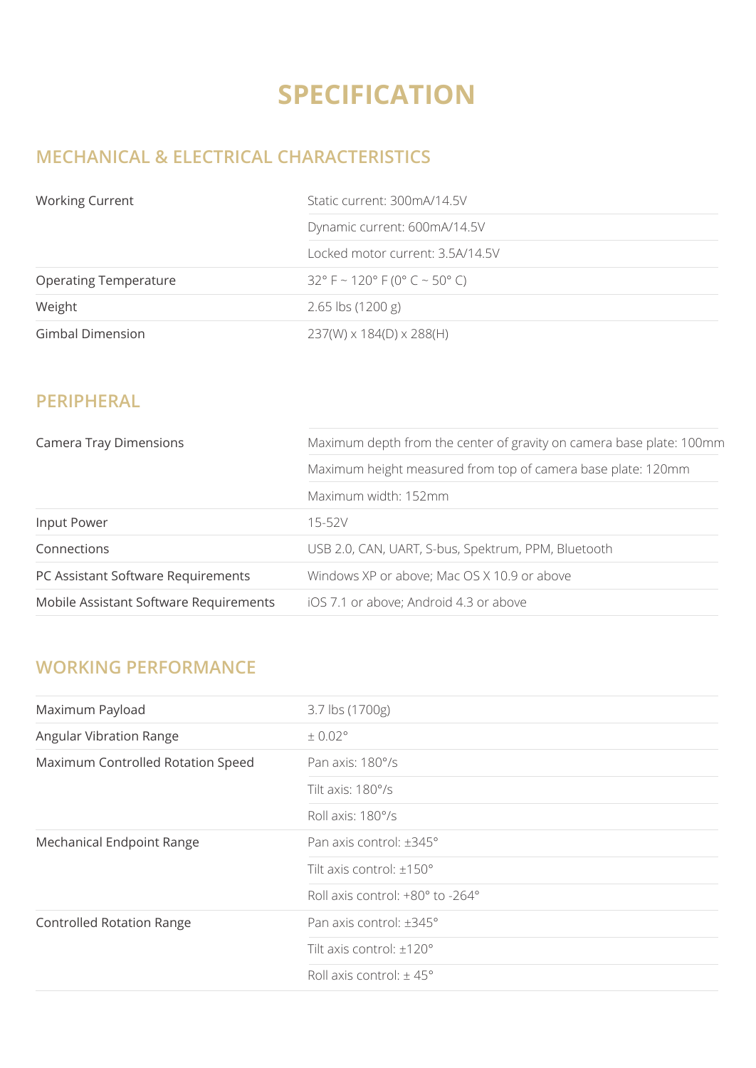# SPECIFICATION

## MECHANICAL & ELECTRICAL CHARACTERISTICS

| | |
|---|---|
| Working Current | Static current: 300mA/14.5V |
| | Dynamic current: 600mA/14.5V |
| | Locked motor current: 3.5A/14.5V |
| Operating Temperature | 32° F ~ 120° F (0° C ~ 50° C) |
| Weight | 2.65 lbs (1200 g) |
| Gimbal Dimension | 237(W) x 184(D) x 288(H) |

## PERIPHERAL

| | |
|---|---|
| Camera Tray Dimensions | Maximum depth from the center of gravity on camera base plate: 100mm |
| | Maximum height measured from top of camera base plate: 120mm |
| | Maximum width: 152mm |
| Input Power | 15-52V |
| Connections | USB 2.0, CAN, UART, S-bus, Spektrum, PPM, Bluetooth |
| PC Assistant Software Requirements | Windows XP or above; Mac OS X 10.9 or above |
| Mobile Assistant Software Requirements | iOS 7.1 or above; Android 4.3 or above |

## WORKING PERFORMANCE

| | |
|---|---|
| Maximum Payload | 3.7 lbs (1700g) |
| Angular Vibration Range | ± 0.02° |
| Maximum Controlled Rotation Speed | Pan axis: 180°/s |
| | Tilt axis: 180°/s |
| | Roll axis: 180°/s |
| Mechanical Endpoint Range | Pan axis control: ±345° |
| | Tilt axis control: ±150° |
| | Roll axis control: +80° to -264° |
| Controlled Rotation Range | Pan axis control: ±345° |
| | Tilt axis control: ±120° |
| | Roll axis control: ± 45° |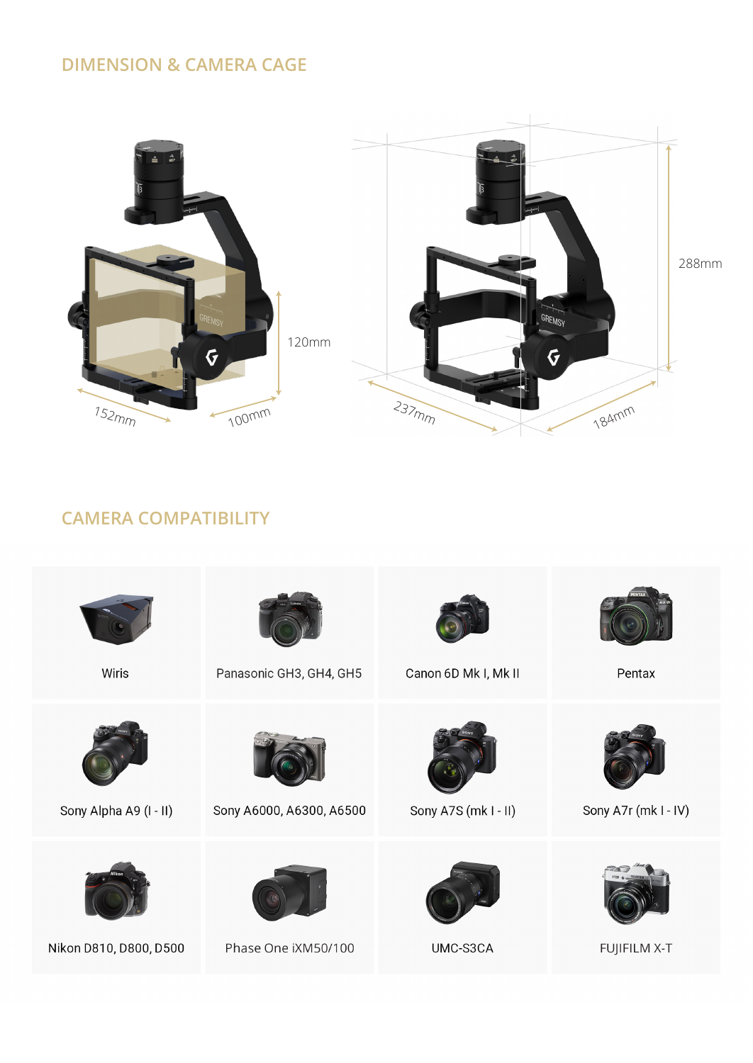## DIMENSION & CAMERA CAGE

152mm

100mm

120mm

237mm

184mm

288mm

## CAMERA COMPATIBILITY

| | | | |
|---|---|---|---|
| Wiris | Panasonic GH3, GH4, GH5 | Canon 6D Mk I, Mk II | Pentax |
| Sony Alpha A9 (I - II) | Sony A6000, A6300, A6500 | Sony A7S (mk I - II) | Sony A7r (mk I - IV) |
| Nikon D810, D800, D500 | Phase One iXM50/100 | UMC-S3CA | FUJIFILM X-T |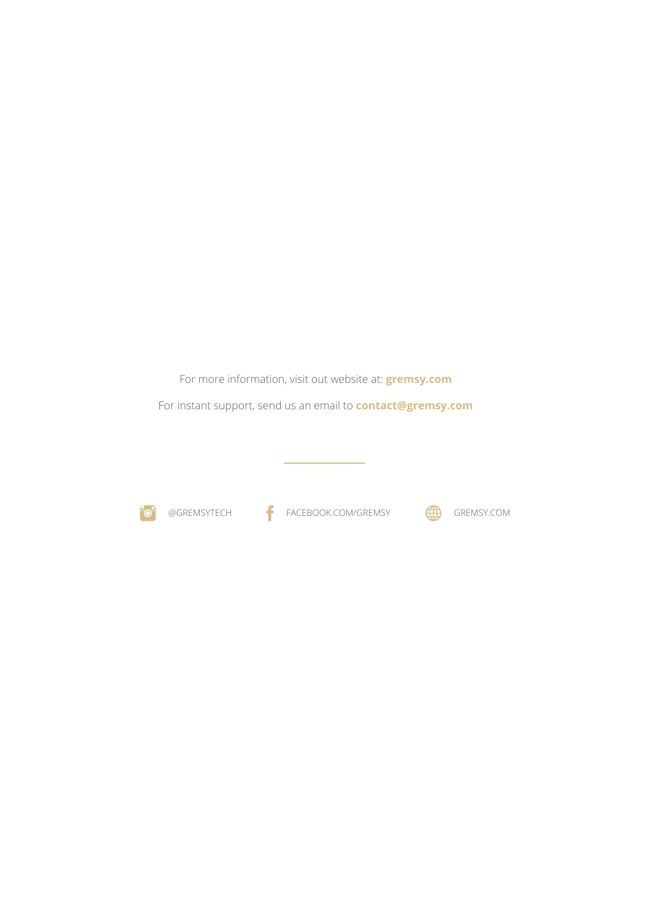For more information, visit out website at: **gremsy.com**

For instant support, send us an email to **contact@gremsy.com**

---

@GREMSYTECH

FACEBOOK.COM/GREMSY

GREMSY.COM